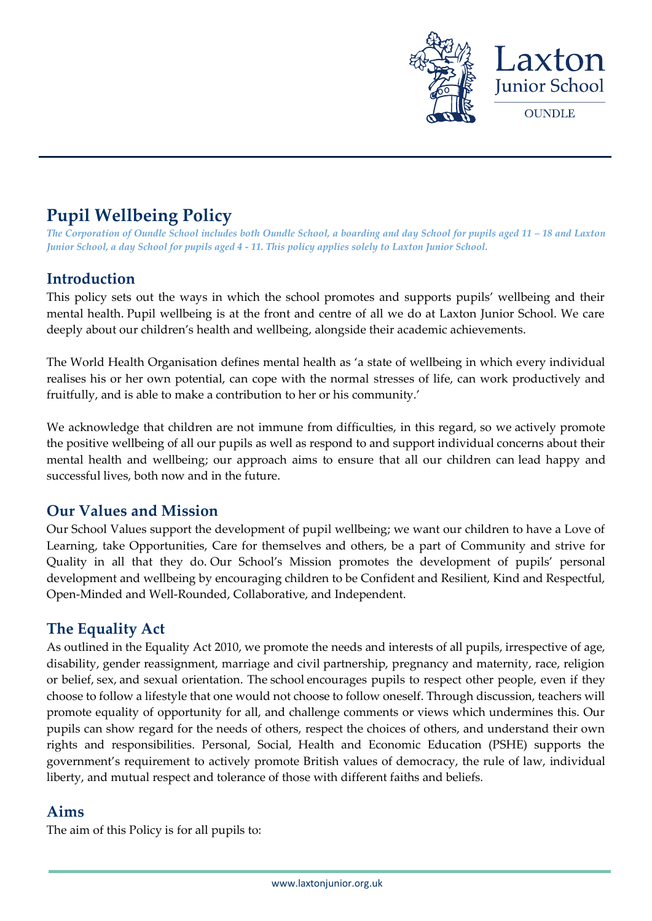# Pupil Wellbeing Policy

*The Corporation of Oundle School includes both Oundle School, a boarding and day School for pupils aged 11 – 18 and Laxton Junior School, a day School for pupils aged 4 - 11. This policy applies solely to Laxton Junior School.*

## Introduction

This policy sets out the ways in which the school promotes and supports pupils' wellbeing and their mental health. Pupil wellbeing is at the front and centre of all we do at Laxton Junior School. We care deeply about our children's health and wellbeing, alongside their academic achievements.

The World Health Organisation defines mental health as 'a state of wellbeing in which every individual realises his or her own potential, can cope with the normal stresses of life, can work productively and fruitfully, and is able to make a contribution to her or his community.'

We acknowledge that children are not immune from difficulties, in this regard, so we actively promote the positive wellbeing of all our pupils as well as respond to and support individual concerns about their mental health and wellbeing; our approach aims to ensure that all our children can lead happy and successful lives, both now and in the future.

## Our Values and Mission

Our School Values support the development of pupil wellbeing; we want our children to have a Love of Learning, take Opportunities, Care for themselves and others, be a part of Community and strive for Quality in all that they do. Our School's Mission promotes the development of pupils' personal development and wellbeing by encouraging children to be Confident and Resilient, Kind and Respectful, Open-Minded and Well-Rounded, Collaborative, and Independent.

## The Equality Act

As outlined in the Equality Act 2010, we promote the needs and interests of all pupils, irrespective of age, disability, gender reassignment, marriage and civil partnership, pregnancy and maternity, race, religion or belief, sex, and sexual orientation. The school encourages pupils to respect other people, even if they choose to follow a lifestyle that one would not choose to follow oneself. Through discussion, teachers will promote equality of opportunity for all, and challenge comments or views which undermines this. Our pupils can show regard for the needs of others, respect the choices of others, and understand their own rights and responsibilities. Personal, Social, Health and Economic Education (PSHE) supports the government's requirement to actively promote British values of democracy, the rule of law, individual liberty, and mutual respect and tolerance of those with different faiths and beliefs.

## Aims

The aim of this Policy is for all pupils to: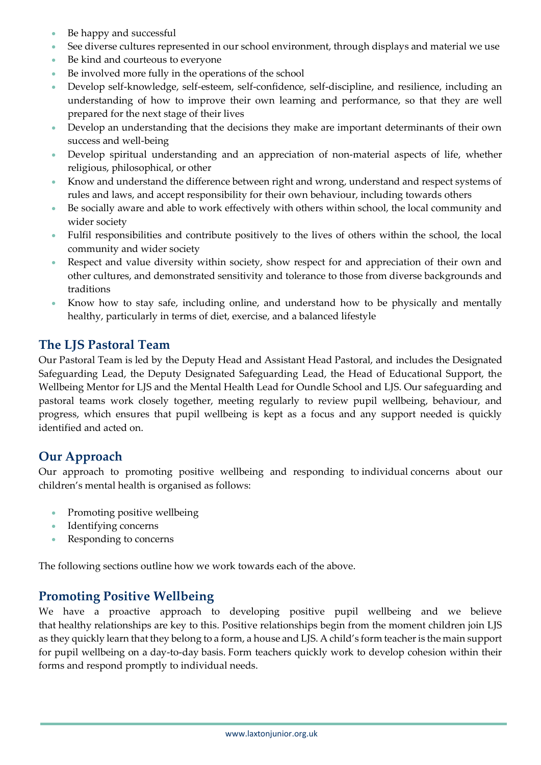- Be happy and successful
- See diverse cultures represented in our school environment, through displays and material we use
- Be kind and courteous to everyone
- Be involved more fully in the operations of the school
- Develop self-knowledge, self-esteem, self-confidence, self-discipline, and resilience, including an understanding of how to improve their own learning and performance, so that they are well prepared for the next stage of their lives
- Develop an understanding that the decisions they make are important determinants of their own success and well-being
- Develop spiritual understanding and an appreciation of non-material aspects of life, whether religious, philosophical, or other
- Know and understand the difference between right and wrong, understand and respect systems of rules and laws, and accept responsibility for their own behaviour, including towards others
- Be socially aware and able to work effectively with others within school, the local community and wider society
- Fulfil responsibilities and contribute positively to the lives of others within the school, the local community and wider society
- Respect and value diversity within society, show respect for and appreciation of their own and other cultures, and demonstrated sensitivity and tolerance to those from diverse backgrounds and traditions
- Know how to stay safe, including online, and understand how to be physically and mentally healthy, particularly in terms of diet, exercise, and a balanced lifestyle

## The LJS Pastoral Team

Our Pastoral Team is led by the Deputy Head and Assistant Head Pastoral, and includes the Designated Safeguarding Lead, the Deputy Designated Safeguarding Lead, the Head of Educational Support, the Wellbeing Mentor for LJS and the Mental Health Lead for Oundle School and LJS. Our safeguarding and pastoral teams work closely together, meeting regularly to review pupil wellbeing, behaviour, and progress, which ensures that pupil wellbeing is kept as a focus and any support needed is quickly identified and acted on.

## Our Approach

Our approach to promoting positive wellbeing and responding to individual concerns about our children's mental health is organised as follows:

- Promoting positive wellbeing
- Identifying concerns
- Responding to concerns

The following sections outline how we work towards each of the above.

## Promoting Positive Wellbeing

We have a proactive approach to developing positive pupil wellbeing and we believe that healthy relationships are key to this. Positive relationships begin from the moment children join LJS as they quickly learn that they belong to a form, a house and LJS. A child's form teacher is the main support for pupil wellbeing on a day-to-day basis. Form teachers quickly work to develop cohesion within their forms and respond promptly to individual needs.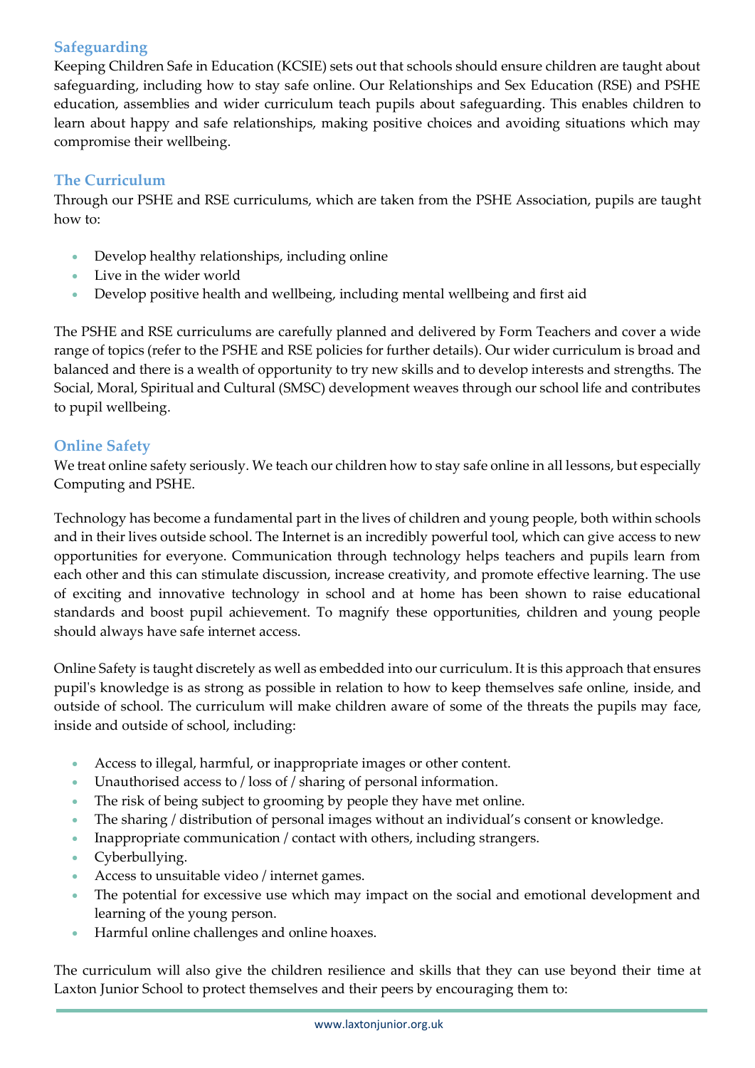## Safeguarding

Keeping Children Safe in Education (KCSIE) sets out that schools should ensure children are taught about safeguarding, including how to stay safe online. Our Relationships and Sex Education (RSE) and PSHE education, assemblies and wider curriculum teach pupils about safeguarding. This enables children to learn about happy and safe relationships, making positive choices and avoiding situations which may compromise their wellbeing.

## The Curriculum

Through our PSHE and RSE curriculums, which are taken from the PSHE Association, pupils are taught how to:

- Develop healthy relationships, including online
- Live in the wider world
- Develop positive health and wellbeing, including mental wellbeing and first aid

The PSHE and RSE curriculums are carefully planned and delivered by Form Teachers and cover a wide range of topics (refer to the PSHE and RSE policies for further details). Our wider curriculum is broad and balanced and there is a wealth of opportunity to try new skills and to develop interests and strengths. The Social, Moral, Spiritual and Cultural (SMSC) development weaves through our school life and contributes to pupil wellbeing.

## Online Safety

We treat online safety seriously. We teach our children how to stay safe online in all lessons, but especially Computing and PSHE.

Technology has become a fundamental part in the lives of children and young people, both within schools and in their lives outside school. The Internet is an incredibly powerful tool, which can give access to new opportunities for everyone. Communication through technology helps teachers and pupils learn from each other and this can stimulate discussion, increase creativity, and promote effective learning. The use of exciting and innovative technology in school and at home has been shown to raise educational standards and boost pupil achievement. To magnify these opportunities, children and young people should always have safe internet access.

Online Safety is taught discretely as well as embedded into our curriculum. It is this approach that ensures pupil's knowledge is as strong as possible in relation to how to keep themselves safe online, inside, and outside of school. The curriculum will make children aware of some of the threats the pupils may face, inside and outside of school, including:

- Access to illegal, harmful, or inappropriate images or other content.
- Unauthorised access to / loss of / sharing of personal information.
- The risk of being subject to grooming by people they have met online.
- The sharing / distribution of personal images without an individual's consent or knowledge.
- Inappropriate communication / contact with others, including strangers.
- Cyberbullying.
- Access to unsuitable video / internet games.
- The potential for excessive use which may impact on the social and emotional development and learning of the young person.
- Harmful online challenges and online hoaxes.

The curriculum will also give the children resilience and skills that they can use beyond their time at Laxton Junior School to protect themselves and their peers by encouraging them to: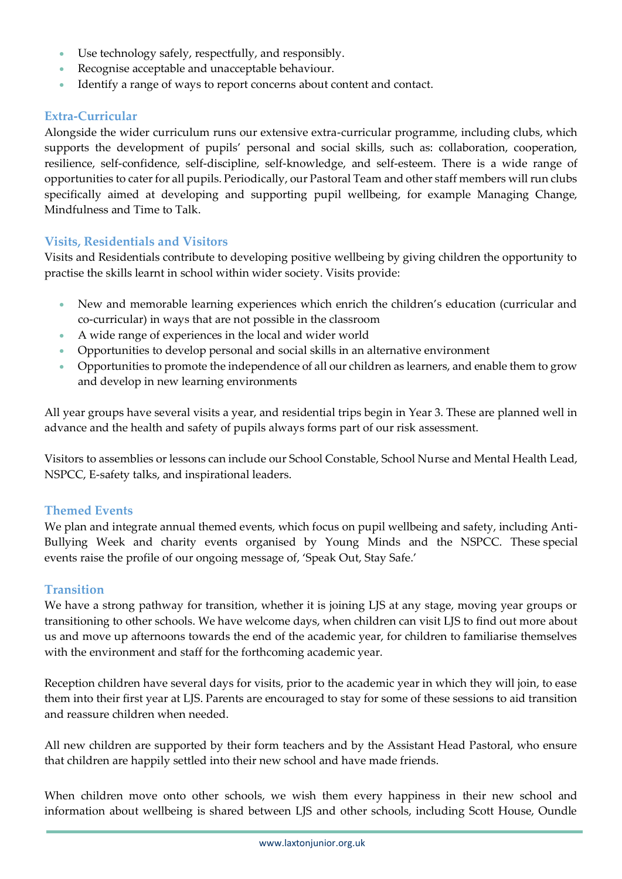- Use technology safely, respectfully, and responsibly.
- Recognise acceptable and unacceptable behaviour.
- Identify a range of ways to report concerns about content and contact.

### Extra-Curricular

Alongside the wider curriculum runs our extensive extra-curricular programme, including clubs, which supports the development of pupils' personal and social skills, such as: collaboration, cooperation, resilience, self-confidence, self-discipline, self-knowledge, and self-esteem. There is a wide range of opportunities to cater for all pupils. Periodically, our Pastoral Team and other staff members will run clubs specifically aimed at developing and supporting pupil wellbeing, for example Managing Change, Mindfulness and Time to Talk.

### Visits, Residentials and Visitors

Visits and Residentials contribute to developing positive wellbeing by giving children the opportunity to practise the skills learnt in school within wider society. Visits provide:

- New and memorable learning experiences which enrich the children's education (curricular and co-curricular) in ways that are not possible in the classroom
- A wide range of experiences in the local and wider world
- Opportunities to develop personal and social skills in an alternative environment
- Opportunities to promote the independence of all our children as learners, and enable them to grow and develop in new learning environments

All year groups have several visits a year, and residential trips begin in Year 3. These are planned well in advance and the health and safety of pupils always forms part of our risk assessment.

Visitors to assemblies or lessons can include our School Constable, School Nurse and Mental Health Lead, NSPCC, E-safety talks, and inspirational leaders.

### Themed Events

We plan and integrate annual themed events, which focus on pupil wellbeing and safety, including Anti-Bullying Week and charity events organised by Young Minds and the NSPCC. These special events raise the profile of our ongoing message of, 'Speak Out, Stay Safe.'

### Transition

We have a strong pathway for transition, whether it is joining LJS at any stage, moving year groups or transitioning to other schools. We have welcome days, when children can visit LJS to find out more about us and move up afternoons towards the end of the academic year, for children to familiarise themselves with the environment and staff for the forthcoming academic year.

Reception children have several days for visits, prior to the academic year in which they will join, to ease them into their first year at LJS. Parents are encouraged to stay for some of these sessions to aid transition and reassure children when needed.

All new children are supported by their form teachers and by the Assistant Head Pastoral, who ensure that children are happily settled into their new school and have made friends.

When children move onto other schools, we wish them every happiness in their new school and information about wellbeing is shared between LJS and other schools, including Scott House, Oundle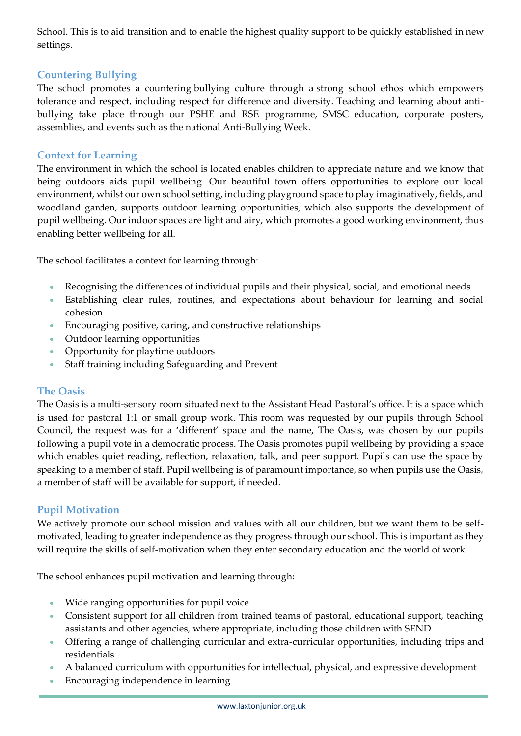School. This is to aid transition and to enable the highest quality support to be quickly established in new settings.

## Countering Bullying

The school promotes a countering bullying culture through a strong school ethos which empowers tolerance and respect, including respect for difference and diversity. Teaching and learning about anti-bullying take place through our PSHE and RSE programme, SMSC education, corporate posters, assemblies, and events such as the national Anti-Bullying Week.

## Context for Learning

The environment in which the school is located enables children to appreciate nature and we know that being outdoors aids pupil wellbeing. Our beautiful town offers opportunities to explore our local environment, whilst our own school setting, including playground space to play imaginatively, fields, and woodland garden, supports outdoor learning opportunities, which also supports the development of pupil wellbeing. Our indoor spaces are light and airy, which promotes a good working environment, thus enabling better wellbeing for all.

The school facilitates a context for learning through:

- Recognising the differences of individual pupils and their physical, social, and emotional needs
- Establishing clear rules, routines, and expectations about behaviour for learning and social cohesion
- Encouraging positive, caring, and constructive relationships
- Outdoor learning opportunities
- Opportunity for playtime outdoors
- Staff training including Safeguarding and Prevent

## The Oasis

The Oasis is a multi-sensory room situated next to the Assistant Head Pastoral's office. It is a space which is used for pastoral 1:1 or small group work. This room was requested by our pupils through School Council, the request was for a 'different' space and the name, The Oasis, was chosen by our pupils following a pupil vote in a democratic process. The Oasis promotes pupil wellbeing by providing a space which enables quiet reading, reflection, relaxation, talk, and peer support. Pupils can use the space by speaking to a member of staff. Pupil wellbeing is of paramount importance, so when pupils use the Oasis, a member of staff will be available for support, if needed.

## Pupil Motivation

We actively promote our school mission and values with all our children, but we want them to be self-motivated, leading to greater independence as they progress through our school. This is important as they will require the skills of self-motivation when they enter secondary education and the world of work.

The school enhances pupil motivation and learning through:

- Wide ranging opportunities for pupil voice
- Consistent support for all children from trained teams of pastoral, educational support, teaching assistants and other agencies, where appropriate, including those children with SEND
- Offering a range of challenging curricular and extra-curricular opportunities, including trips and residentials
- A balanced curriculum with opportunities for intellectual, physical, and expressive development
- Encouraging independence in learning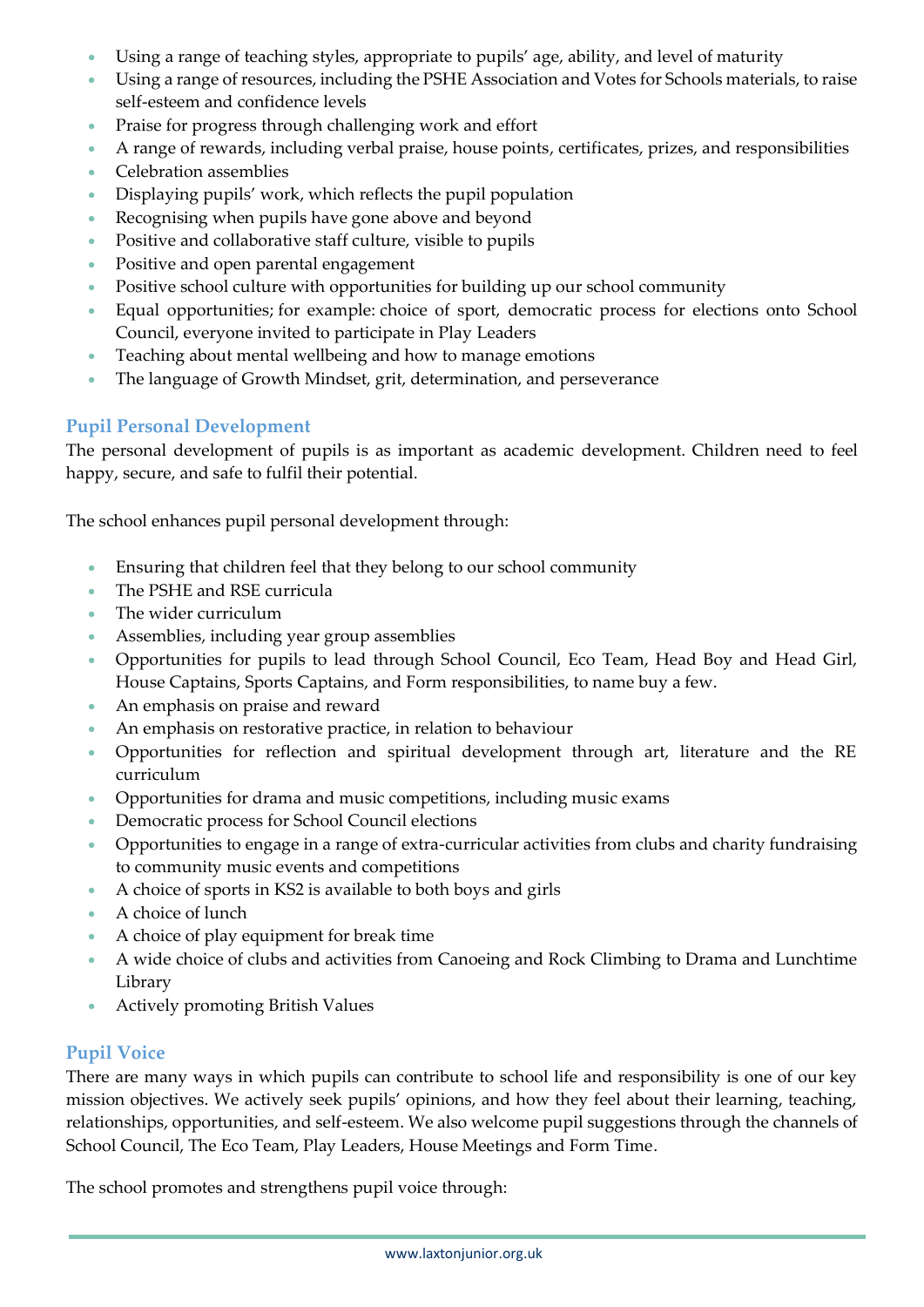- Using a range of teaching styles, appropriate to pupils' age, ability, and level of maturity
- Using a range of resources, including the PSHE Association and Votes for Schools materials, to raise self-esteem and confidence levels
- Praise for progress through challenging work and effort
- A range of rewards, including verbal praise, house points, certificates, prizes, and responsibilities
- Celebration assemblies
- Displaying pupils' work, which reflects the pupil population
- Recognising when pupils have gone above and beyond
- Positive and collaborative staff culture, visible to pupils
- Positive and open parental engagement
- Positive school culture with opportunities for building up our school community
- Equal opportunities; for example: choice of sport, democratic process for elections onto School Council, everyone invited to participate in Play Leaders
- Teaching about mental wellbeing and how to manage emotions
- The language of Growth Mindset, grit, determination, and perseverance

## Pupil Personal Development

The personal development of pupils is as important as academic development. Children need to feel happy, secure, and safe to fulfil their potential.

The school enhances pupil personal development through:

- Ensuring that children feel that they belong to our school community
- The PSHE and RSE curricula
- The wider curriculum
- Assemblies, including year group assemblies
- Opportunities for pupils to lead through School Council, Eco Team, Head Boy and Head Girl, House Captains, Sports Captains, and Form responsibilities, to name buy a few.
- An emphasis on praise and reward
- An emphasis on restorative practice, in relation to behaviour
- Opportunities for reflection and spiritual development through art, literature and the RE curriculum
- Opportunities for drama and music competitions, including music exams
- Democratic process for School Council elections
- Opportunities to engage in a range of extra-curricular activities from clubs and charity fundraising to community music events and competitions
- A choice of sports in KS2 is available to both boys and girls
- A choice of lunch
- A choice of play equipment for break time
- A wide choice of clubs and activities from Canoeing and Rock Climbing to Drama and Lunchtime Library
- Actively promoting British Values

## Pupil Voice

There are many ways in which pupils can contribute to school life and responsibility is one of our key mission objectives. We actively seek pupils' opinions, and how they feel about their learning, teaching, relationships, opportunities, and self-esteem. We also welcome pupil suggestions through the channels of School Council, The Eco Team, Play Leaders, House Meetings and Form Time.

The school promotes and strengthens pupil voice through: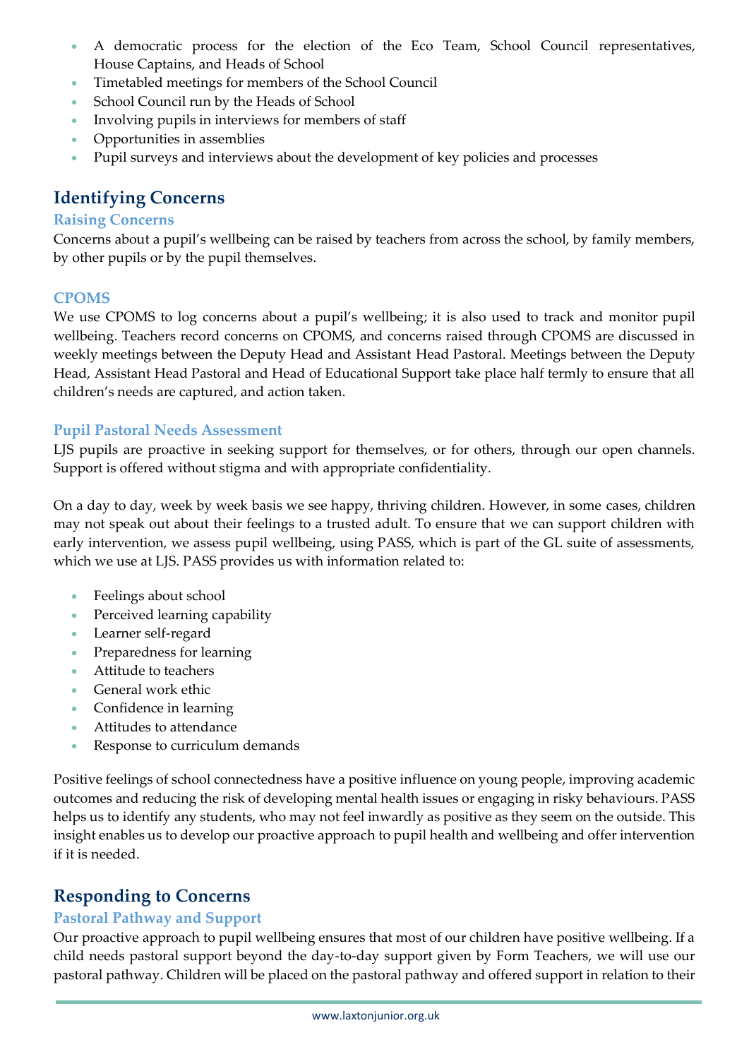- A democratic process for the election of the Eco Team, School Council representatives, House Captains, and Heads of School
- Timetabled meetings for members of the School Council
- School Council run by the Heads of School
- Involving pupils in interviews for members of staff
- Opportunities in assemblies
- Pupil surveys and interviews about the development of key policies and processes

## Identifying Concerns

### Raising Concerns

Concerns about a pupil's wellbeing can be raised by teachers from across the school, by family members, by other pupils or by the pupil themselves.

### CPOMS

We use CPOMS to log concerns about a pupil's wellbeing; it is also used to track and monitor pupil wellbeing. Teachers record concerns on CPOMS, and concerns raised through CPOMS are discussed in weekly meetings between the Deputy Head and Assistant Head Pastoral. Meetings between the Deputy Head, Assistant Head Pastoral and Head of Educational Support take place half termly to ensure that all children's needs are captured, and action taken.

### Pupil Pastoral Needs Assessment

LJS pupils are proactive in seeking support for themselves, or for others, through our open channels. Support is offered without stigma and with appropriate confidentiality.

On a day to day, week by week basis we see happy, thriving children. However, in some cases, children may not speak out about their feelings to a trusted adult. To ensure that we can support children with early intervention, we assess pupil wellbeing, using PASS, which is part of the GL suite of assessments, which we use at LJS. PASS provides us with information related to:

- Feelings about school
- Perceived learning capability
- Learner self-regard
- Preparedness for learning
- Attitude to teachers
- General work ethic
- Confidence in learning
- Attitudes to attendance
- Response to curriculum demands

Positive feelings of school connectedness have a positive influence on young people, improving academic outcomes and reducing the risk of developing mental health issues or engaging in risky behaviours. PASS helps us to identify any students, who may not feel inwardly as positive as they seem on the outside. This insight enables us to develop our proactive approach to pupil health and wellbeing and offer intervention if it is needed.

## Responding to Concerns

### Pastoral Pathway and Support

Our proactive approach to pupil wellbeing ensures that most of our children have positive wellbeing. If a child needs pastoral support beyond the day-to-day support given by Form Teachers, we will use our pastoral pathway. Children will be placed on the pastoral pathway and offered support in relation to their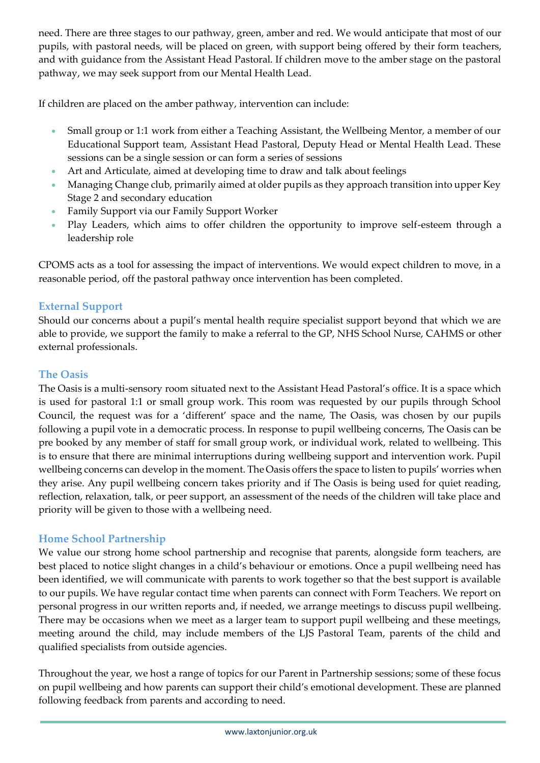need. There are three stages to our pathway, green, amber and red. We would anticipate that most of our pupils, with pastoral needs, will be placed on green, with support being offered by their form teachers, and with guidance from the Assistant Head Pastoral. If children move to the amber stage on the pastoral pathway, we may seek support from our Mental Health Lead.

If children are placed on the amber pathway, intervention can include:

- Small group or 1:1 work from either a Teaching Assistant, the Wellbeing Mentor, a member of our Educational Support team, Assistant Head Pastoral, Deputy Head or Mental Health Lead. These sessions can be a single session or can form a series of sessions
- Art and Articulate, aimed at developing time to draw and talk about feelings
- Managing Change club, primarily aimed at older pupils as they approach transition into upper Key Stage 2 and secondary education
- Family Support via our Family Support Worker
- Play Leaders, which aims to offer children the opportunity to improve self-esteem through a leadership role

CPOMS acts as a tool for assessing the impact of interventions. We would expect children to move, in a reasonable period, off the pastoral pathway once intervention has been completed.

## External Support

Should our concerns about a pupil's mental health require specialist support beyond that which we are able to provide, we support the family to make a referral to the GP, NHS School Nurse, CAHMS or other external professionals.

## The Oasis

The Oasis is a multi-sensory room situated next to the Assistant Head Pastoral's office. It is a space which is used for pastoral 1:1 or small group work. This room was requested by our pupils through School Council, the request was for a 'different' space and the name, The Oasis, was chosen by our pupils following a pupil vote in a democratic process. In response to pupil wellbeing concerns, The Oasis can be pre booked by any member of staff for small group work, or individual work, related to wellbeing. This is to ensure that there are minimal interruptions during wellbeing support and intervention work. Pupil wellbeing concerns can develop in the moment. The Oasis offers the space to listen to pupils' worries when they arise. Any pupil wellbeing concern takes priority and if The Oasis is being used for quiet reading, reflection, relaxation, talk, or peer support, an assessment of the needs of the children will take place and priority will be given to those with a wellbeing need.

## Home School Partnership

We value our strong home school partnership and recognise that parents, alongside form teachers, are best placed to notice slight changes in a child's behaviour or emotions. Once a pupil wellbeing need has been identified, we will communicate with parents to work together so that the best support is available to our pupils. We have regular contact time when parents can connect with Form Teachers. We report on personal progress in our written reports and, if needed, we arrange meetings to discuss pupil wellbeing. There may be occasions when we meet as a larger team to support pupil wellbeing and these meetings, meeting around the child, may include members of the LJS Pastoral Team, parents of the child and qualified specialists from outside agencies.

Throughout the year, we host a range of topics for our Parent in Partnership sessions; some of these focus on pupil wellbeing and how parents can support their child's emotional development. These are planned following feedback from parents and according to need.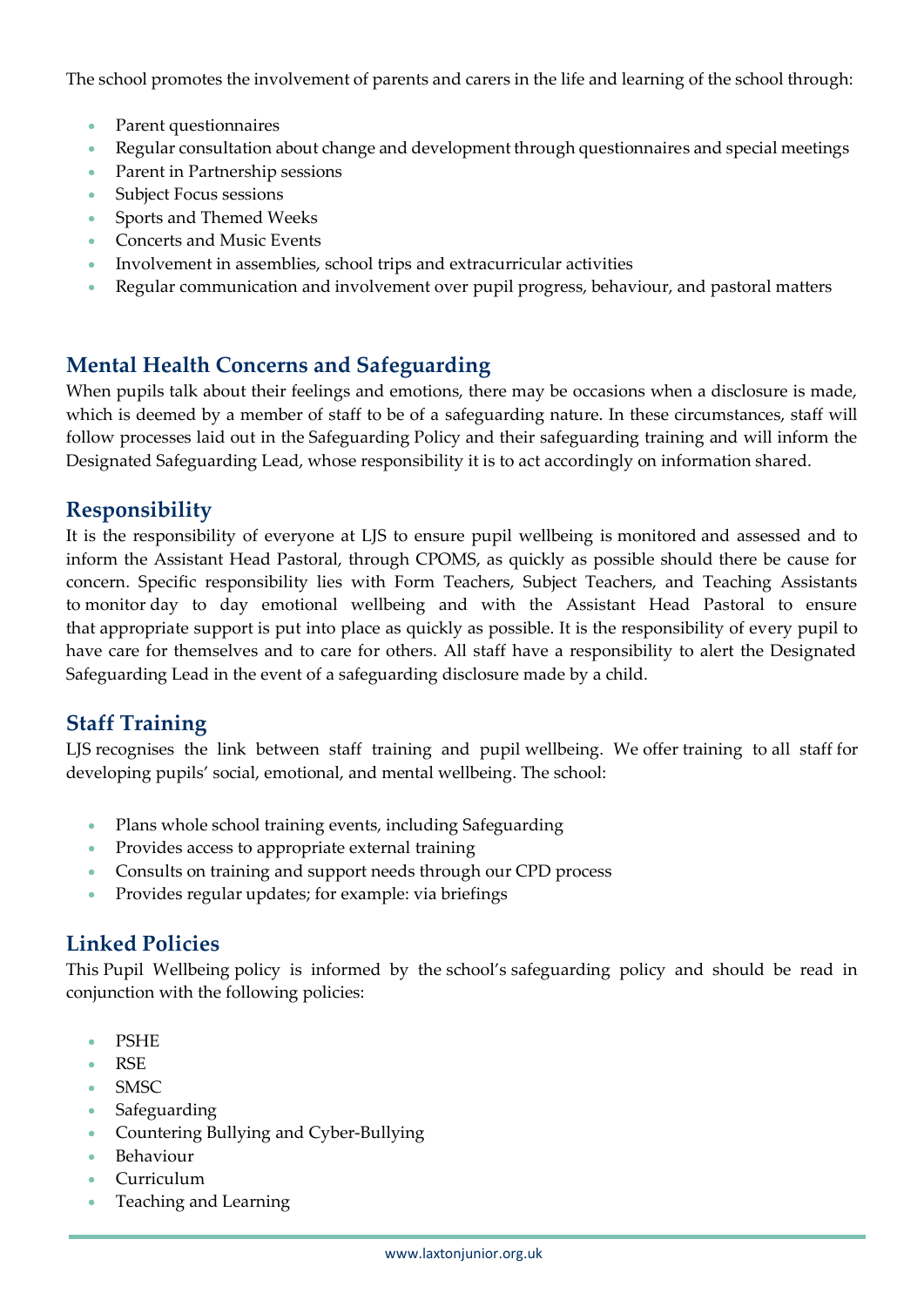The school promotes the involvement of parents and carers in the life and learning of the school through:

- Parent questionnaires
- Regular consultation about change and development through questionnaires and special meetings
- Parent in Partnership sessions
- Subject Focus sessions
- Sports and Themed Weeks
- Concerts and Music Events
- Involvement in assemblies, school trips and extracurricular activities
- Regular communication and involvement over pupil progress, behaviour, and pastoral matters

## Mental Health Concerns and Safeguarding

When pupils talk about their feelings and emotions, there may be occasions when a disclosure is made, which is deemed by a member of staff to be of a safeguarding nature. In these circumstances, staff will follow processes laid out in the Safeguarding Policy and their safeguarding training and will inform the Designated Safeguarding Lead, whose responsibility it is to act accordingly on information shared.

## Responsibility

It is the responsibility of everyone at LJS to ensure pupil wellbeing is monitored and assessed and to inform the Assistant Head Pastoral, through CPOMS, as quickly as possible should there be cause for concern. Specific responsibility lies with Form Teachers, Subject Teachers, and Teaching Assistants to monitor day to day emotional wellbeing and with the Assistant Head Pastoral to ensure that appropriate support is put into place as quickly as possible. It is the responsibility of every pupil to have care for themselves and to care for others. All staff have a responsibility to alert the Designated Safeguarding Lead in the event of a safeguarding disclosure made by a child.

## Staff Training

LJS recognises the link between staff training and pupil wellbeing. We offer training to all staff for developing pupils' social, emotional, and mental wellbeing. The school:

- Plans whole school training events, including Safeguarding
- Provides access to appropriate external training
- Consults on training and support needs through our CPD process
- Provides regular updates; for example: via briefings

## Linked Policies

This Pupil Wellbeing policy is informed by the school's safeguarding policy and should be read in conjunction with the following policies:

- PSHE
- RSE
- SMSC
- Safeguarding
- Countering Bullying and Cyber-Bullying
- Behaviour
- Curriculum
- Teaching and Learning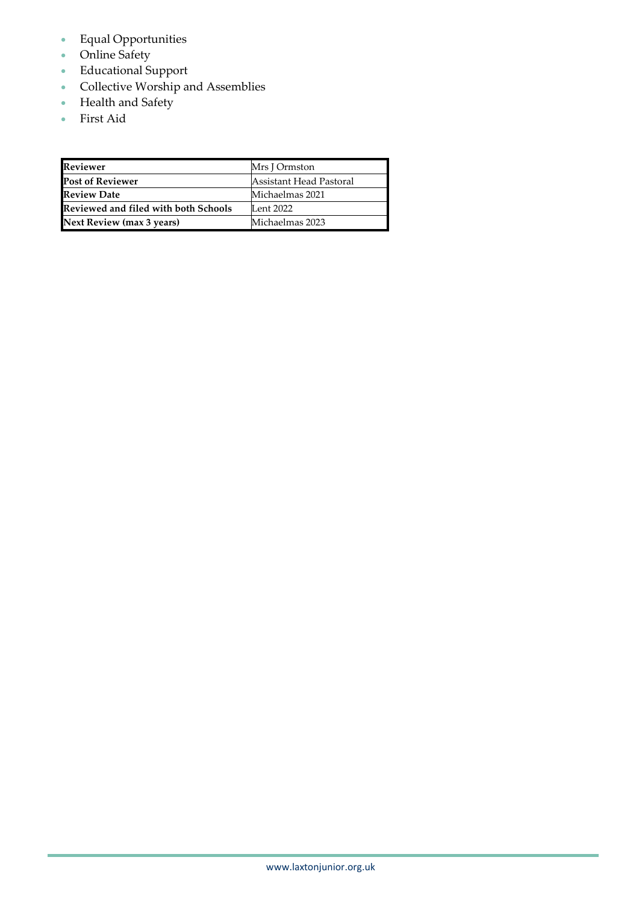- Equal Opportunities
- Online Safety
- Educational Support
- Collective Worship and Assemblies
- Health and Safety
- First Aid

| | |
|---|---|
| **Reviewer** | Mrs J Ormston |
| **Post of Reviewer** | Assistant Head Pastoral |
| **Review Date** | Michaelmas 2021 |
| **Reviewed and filed with both Schools** | Lent 2022 |
| **Next Review (max 3 years)** | Michaelmas 2023 |